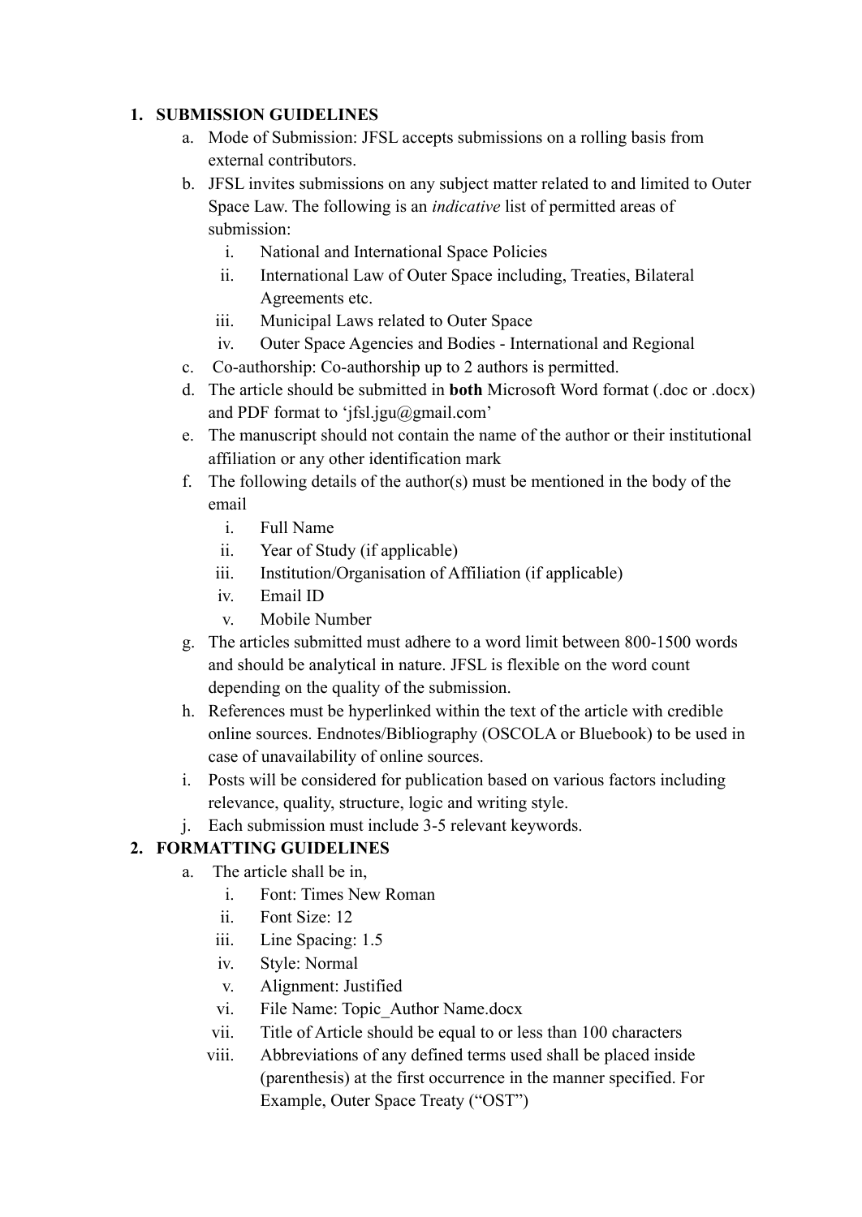1. **SUBMISSION GUIDELINES**
    a. Mode of Submission: JFSL accepts submissions on a rolling basis from external contributors.
    b. JFSL invites submissions on any subject matter related to and limited to Outer Space Law. The following is an *indicative* list of permitted areas of submission:
        i. National and International Space Policies
        ii. International Law of Outer Space including, Treaties, Bilateral Agreements etc.
        iii. Municipal Laws related to Outer Space
        iv. Outer Space Agencies and Bodies - International and Regional
    c. Co-authorship: Co-authorship up to 2 authors is permitted.
    d. The article should be submitted in **both** Microsoft Word format (.doc or .docx) and PDF format to 'jfsl.jgu@gmail.com'
    e. The manuscript should not contain the name of the author or their institutional affiliation or any other identification mark
    f. The following details of the author(s) must be mentioned in the body of the email
        i. Full Name
        ii. Year of Study (if applicable)
        iii. Institution/Organisation of Affiliation (if applicable)
        iv. Email ID
        v. Mobile Number
    g. The articles submitted must adhere to a word limit between 800-1500 words and should be analytical in nature. JFSL is flexible on the word count depending on the quality of the submission.
    h. References must be hyperlinked within the text of the article with credible online sources. Endnotes/Bibliography (OSCOLA or Bluebook) to be used in case of unavailability of online sources.
    i. Posts will be considered for publication based on various factors including relevance, quality, structure, logic and writing style.
    j. Each submission must include 3-5 relevant keywords.
2. **FORMATTING GUIDELINES**
    a. The article shall be in,
        i. Font: Times New Roman
        ii. Font Size: 12
        iii. Line Spacing: 1.5
        iv. Style: Normal
        v. Alignment: Justified
        vi. File Name: Topic_Author Name.docx
        vii. Title of Article should be equal to or less than 100 characters
        viii. Abbreviations of any defined terms used shall be placed inside (parenthesis) at the first occurrence in the manner specified. For Example, Outer Space Treaty ("OST")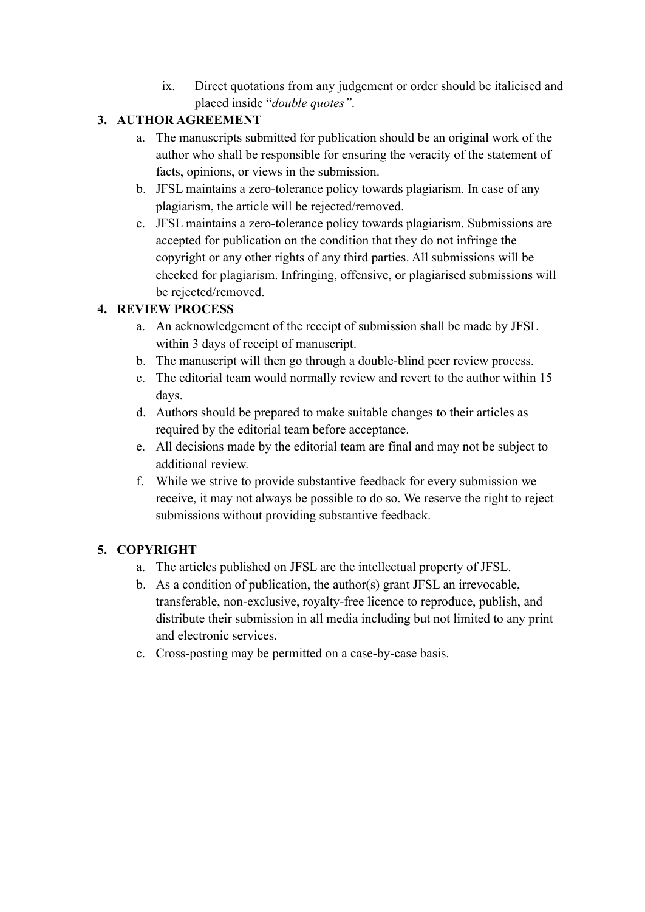ix. Direct quotations from any judgement or order should be italicised and placed inside "*double quotes"*.

3. **AUTHOR AGREEMENT**
   a. The manuscripts submitted for publication should be an original work of the author who shall be responsible for ensuring the veracity of the statement of facts, opinions, or views in the submission.
   b. JFSL maintains a zero-tolerance policy towards plagiarism. In case of any plagiarism, the article will be rejected/removed.
   c. JFSL maintains a zero-tolerance policy towards plagiarism. Submissions are accepted for publication on the condition that they do not infringe the copyright or any other rights of any third parties. All submissions will be checked for plagiarism. Infringing, offensive, or plagiarised submissions will be rejected/removed.

4. **REVIEW PROCESS**
   a. An acknowledgement of the receipt of submission shall be made by JFSL within 3 days of receipt of manuscript.
   b. The manuscript will then go through a double-blind peer review process.
   c. The editorial team would normally review and revert to the author within 15 days.
   d. Authors should be prepared to make suitable changes to their articles as required by the editorial team before acceptance.
   e. All decisions made by the editorial team are final and may not be subject to additional review.
   f. While we strive to provide substantive feedback for every submission we receive, it may not always be possible to do so. We reserve the right to reject submissions without providing substantive feedback.

5. **COPYRIGHT**
   a. The articles published on JFSL are the intellectual property of JFSL.
   b. As a condition of publication, the author(s) grant JFSL an irrevocable, transferable, non-exclusive, royalty-free licence to reproduce, publish, and distribute their submission in all media including but not limited to any print and electronic services.
   c. Cross-posting may be permitted on a case-by-case basis.